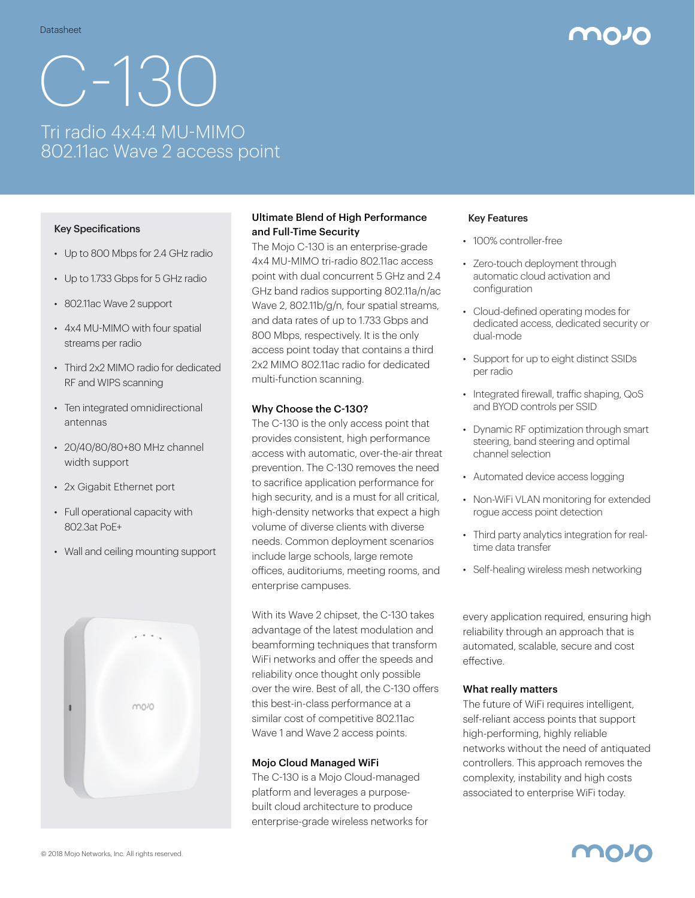Datasheet

# C-130

## Tri radio 4x4:4 MU-MIMO 802.11ac Wave 2 access point

### Key Specifications

- Up to 800 Mbps for 2.4 GHz radio
- Up to 1.733 Gbps for 5 GHz radio
- 802.11ac Wave 2 support
- 4x4 MU-MIMO with four spatial streams per radio
- Third 2x2 MIMO radio for dedicated RF and WIPS scanning
- Ten integrated omnidirectional antennas
- 20/40/80/80+80 MHz channel width support
- 2x Gigabit Ethernet port
- Full operational capacity with 802.3at PoE+
- Wall and ceiling mounting support

### Ultimate Blend of High Performance and Full-Time Security

The Mojo C-130 is an enterprise-grade 4x4 MU-MIMO tri-radio 802.11ac access point with dual concurrent 5 GHz and 2.4 GHz band radios supporting 802.11a/n/ac Wave 2, 802.11b/g/n, four spatial streams, and data rates of up to 1.733 Gbps and 800 Mbps, respectively. It is the only access point today that contains a third 2x2 MIMO 802.11ac radio for dedicated multi-function scanning.

### Why Choose the C-130?

The C-130 is the only access point that provides consistent, high performance access with automatic, over-the-air threat prevention. The C-130 removes the need to sacrifice application performance for high security, and is a must for all critical, high-density networks that expect a high volume of diverse clients with diverse needs. Common deployment scenarios include large schools, large remote offices, auditoriums, meeting rooms, and enterprise campuses.

With its Wave 2 chipset, the C-130 takes advantage of the latest modulation and beamforming techniques that transform WiFi networks and offer the speeds and reliability once thought only possible over the wire. Best of all, the C-130 offers this best-in-class performance at a similar cost of competitive 802.11ac Wave 1 and Wave 2 access points.

### Mojo Cloud Managed WiFi

The C-130 is a Mojo Cloud-managed platform and leverages a purpose-built cloud architecture to produce enterprise-grade wireless networks for every application required, ensuring high reliability through an approach that is automated, scalable, secure and cost effective.

### What really matters

The future of WiFi requires intelligent, self-reliant access points that support high-performing, highly reliable networks without the need of antiquated controllers. This approach removes the complexity, instability and high costs associated to enterprise WiFi today.

### Key Features

- 100% controller-free
- Zero-touch deployment through automatic cloud activation and configuration
- Cloud-defined operating modes for dedicated access, dedicated security or dual-mode
- Support for up to eight distinct SSIDs per radio
- Integrated firewall, traffic shaping, QoS and BYOD controls per SSID
- Dynamic RF optimization through smart steering, band steering and optimal channel selection
- Automated device access logging
- Non-WiFi VLAN monitoring for extended rogue access point detection
- Third party analytics integration for real-time data transfer
- Self-healing wireless mesh networking

© 2018 Mojo Networks, Inc. All rights reserved.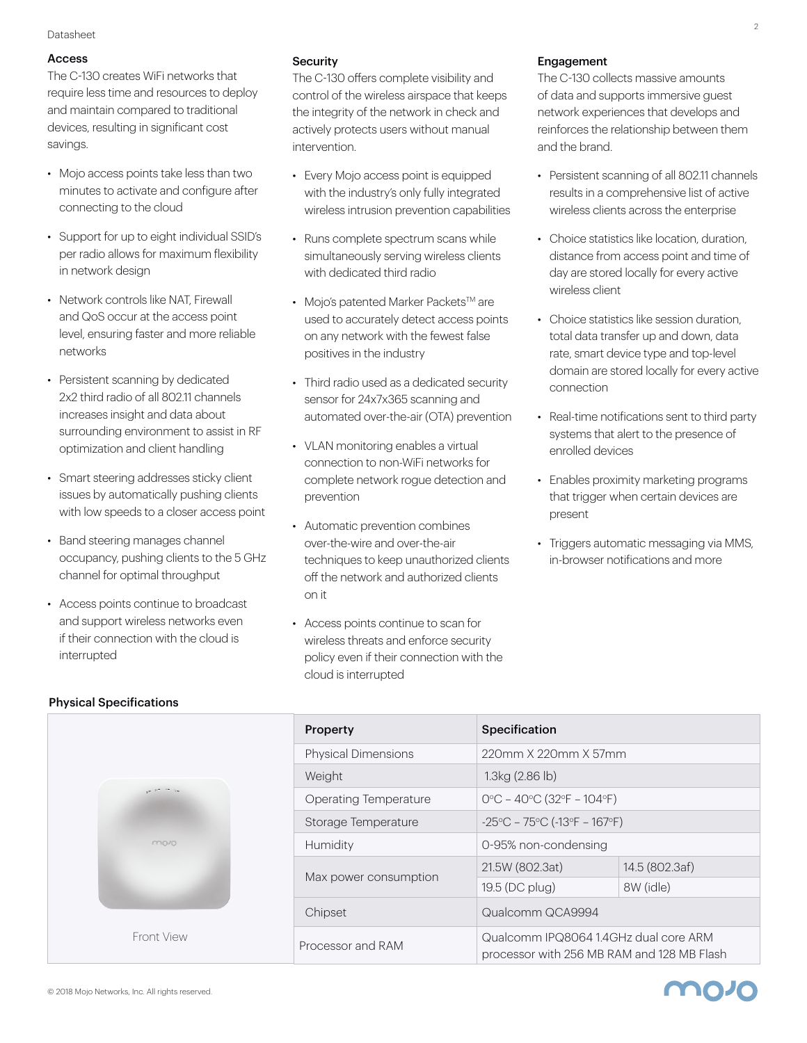## Access

The C-130 creates WiFi networks that require less time and resources to deploy and maintain compared to traditional devices, resulting in significant cost savings.

- Mojo access points take less than two minutes to activate and configure after connecting to the cloud
- Support for up to eight individual SSID's per radio allows for maximum flexibility in network design
- Network controls like NAT, Firewall and QoS occur at the access point level, ensuring faster and more reliable networks
- Persistent scanning by dedicated 2x2 third radio of all 802.11 channels increases insight and data about surrounding environment to assist in RF optimization and client handling
- Smart steering addresses sticky client issues by automatically pushing clients with low speeds to a closer access point
- Band steering manages channel occupancy, pushing clients to the 5 GHz channel for optimal throughput
- Access points continue to broadcast and support wireless networks even if their connection with the cloud is interrupted

## Security

The C-130 offers complete visibility and control of the wireless airspace that keeps the integrity of the network in check and actively protects users without manual intervention.

- Every Mojo access point is equipped with the industry's only fully integrated wireless intrusion prevention capabilities
- Runs complete spectrum scans while simultaneously serving wireless clients with dedicated third radio
- Mojo's patented Marker Packets™ are used to accurately detect access points on any network with the fewest false positives in the industry
- Third radio used as a dedicated security sensor for 24x7x365 scanning and automated over-the-air (OTA) prevention
- VLAN monitoring enables a virtual connection to non-WiFi networks for complete network rogue detection and prevention
- Automatic prevention combines over-the-wire and over-the-air techniques to keep unauthorized clients off the network and authorized clients on it
- Access points continue to scan for wireless threats and enforce security policy even if their connection with the cloud is interrupted

## Engagement

The C-130 collects massive amounts of data and supports immersive guest network experiences that develops and reinforces the relationship between them and the brand.

- Persistent scanning of all 802.11 channels results in a comprehensive list of active wireless clients across the enterprise
- Choice statistics like location, duration, distance from access point and time of day are stored locally for every active wireless client
- Choice statistics like session duration, total data transfer up and down, data rate, smart device type and top-level domain are stored locally for every active connection
- Real-time notifications sent to third party systems that alert to the presence of enrolled devices
- Enables proximity marketing programs that trigger when certain devices are present
- Triggers automatic messaging via MMS, in-browser notifications and more

## Physical Specifications

Front View

| Property | Specification | |
|---|---|---|
| Physical Dimensions | 220mm X 220mm X 57mm | |
| Weight | 1.3kg (2.86 lb) | |
| Operating Temperature | 0°C – 40°C (32°F – 104°F) | |
| Storage Temperature | -25°C – 75°C (-13°F – 167°F) | |
| Humidity | 0-95% non-condensing | |
| Max power consumption | 21.5W (802.3at) | 14.5 (802.3af) |
| | 19.5 (DC plug) | 8W (idle) |
| Chipset | Qualcomm QCA9994 | |
| Processor and RAM | Qualcomm IPQ8064 1.4GHz dual core ARM processor with 256 MB RAM and 128 MB Flash | |

© 2018 Mojo Networks, Inc. All rights reserved.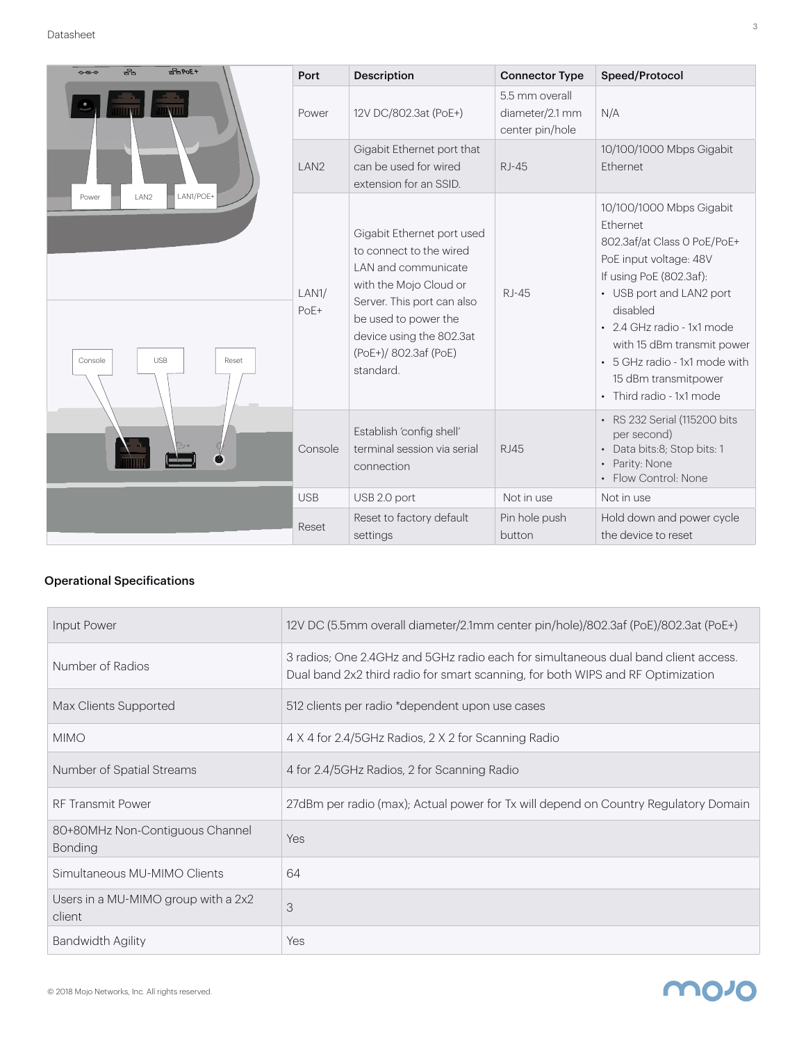| Port | Description | Connector Type | Speed/Protocol |
|---|---|---|---|
| Power | 12V DC/802.3at (PoE+) | 5.5 mm overall diameter/2.1 mm center pin/hole | N/A |
| LAN2 | Gigabit Ethernet port that can be used for wired extension for an SSID. | RJ-45 | 10/100/1000 Mbps Gigabit Ethernet |
| LAN1/ PoE+ | Gigabit Ethernet port used to connect to the wired LAN and communicate with the Mojo Cloud or Server. This port can also be used to power the device using the 802.3at (PoE+)/ 802.3af (PoE) standard. | RJ-45 | 10/100/1000 Mbps Gigabit Ethernet<br>802.3af/at Class 0 PoE/PoE+<br>PoE input voltage: 48V<br>If using PoE (802.3af):<br>• USB port and LAN2 port disabled<br>• 2.4 GHz radio - 1x1 mode with 15 dBm transmit power<br>• 5 GHz radio - 1x1 mode with 15 dBm transmitpower<br>• Third radio - 1x1 mode |
| Console | Establish 'config shell' terminal session via serial connection | RJ45 | • RS 232 Serial (115200 bits per second)<br>• Data bits:8; Stop bits: 1<br>• Parity: None<br>• Flow Control: None |
| USB | USB 2.0 port | Not in use | Not in use |
| Reset | Reset to factory default settings | Pin hole push button | Hold down and power cycle the device to reset |

### Operational Specifications

| | |
|---|---|
| Input Power | 12V DC (5.5mm overall diameter/2.1mm center pin/hole)/802.3af (PoE)/802.3at (PoE+) |
| Number of Radios | 3 radios; One 2.4GHz and 5GHz radio each for simultaneous dual band client access. Dual band 2x2 third radio for smart scanning, for both WIPS and RF Optimization |
| Max Clients Supported | 512 clients per radio *dependent upon use cases |
| MIMO | 4 X 4 for 2.4/5GHz Radios, 2 X 2 for Scanning Radio |
| Number of Spatial Streams | 4 for 2.4/5GHz Radios, 2 for Scanning Radio |
| RF Transmit Power | 27dBm per radio (max); Actual power for Tx will depend on Country Regulatory Domain |
| 80+80MHz Non-Contiguous Channel Bonding | Yes |
| Simultaneous MU-MIMO Clients | 64 |
| Users in a MU-MIMO group with a 2x2 client | 3 |
| Bandwidth Agility | Yes |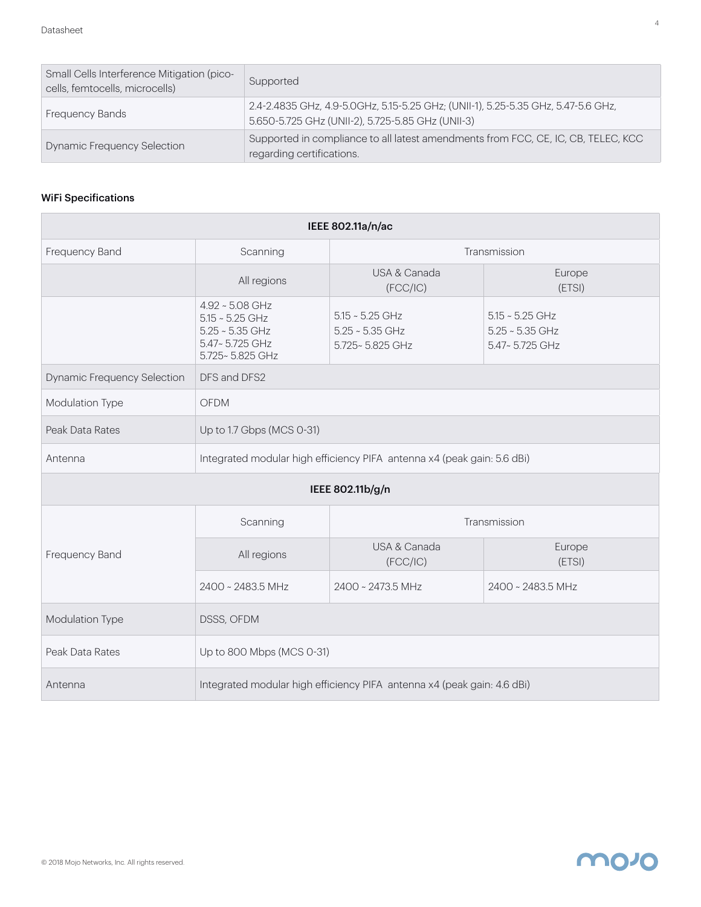| | |
|---|---|
| Small Cells Interference Mitigation (pico-cells, femtocells, microcells) | Supported |
| Frequency Bands | 2.4-2.4835 GHz, 4.9-5.0GHz, 5.15-5.25 GHz; (UNII-1), 5.25-5.35 GHz, 5.47-5.6 GHz, 5.650-5.725 GHz (UNII-2), 5.725-5.85 GHz (UNII-3) |
| Dynamic Frequency Selection | Supported in compliance to all latest amendments from FCC, CE, IC, CB, TELEC, KCC regarding certifications. |

### WiFi Specifications

| IEEE 802.11a/n/ac | | | |
|---|---|---|---|
| Frequency Band | Scanning | Transmission | |
| | All regions | USA & Canada (FCC/IC) | Europe (ETSI) |
| | 4.92 ~ 5.08 GHz<br>5.15 ~ 5.25 GHz<br>5.25 ~ 5.35 GHz<br>5.47~ 5.725 GHz<br>5.725~ 5.825 GHz | 5.15 ~ 5.25 GHz<br>5.25 ~ 5.35 GHz<br>5.725~ 5.825 GHz | 5.15 ~ 5.25 GHz<br>5.25 ~ 5.35 GHz<br>5.47~ 5.725 GHz |
| Dynamic Frequency Selection | DFS and DFS2 | | |
| Modulation Type | OFDM | | |
| Peak Data Rates | Up to 1.7 Gbps (MCS 0-31) | | |
| Antenna | Integrated modular high efficiency PIFA antenna x4 (peak gain: 5.6 dBi) | | |
| **IEEE 802.11b/g/n** | | | |
| Frequency Band | Scanning | Transmission | |
| | All regions | USA & Canada (FCC/IC) | Europe (ETSI) |
| | 2400 ~ 2483.5 MHz | 2400 ~ 2473.5 MHz | 2400 ~ 2483.5 MHz |
| Modulation Type | DSSS, OFDM | | |
| Peak Data Rates | Up to 800 Mbps (MCS 0-31) | | |
| Antenna | Integrated modular high efficiency PIFA antenna x4 (peak gain: 4.6 dBi) | | |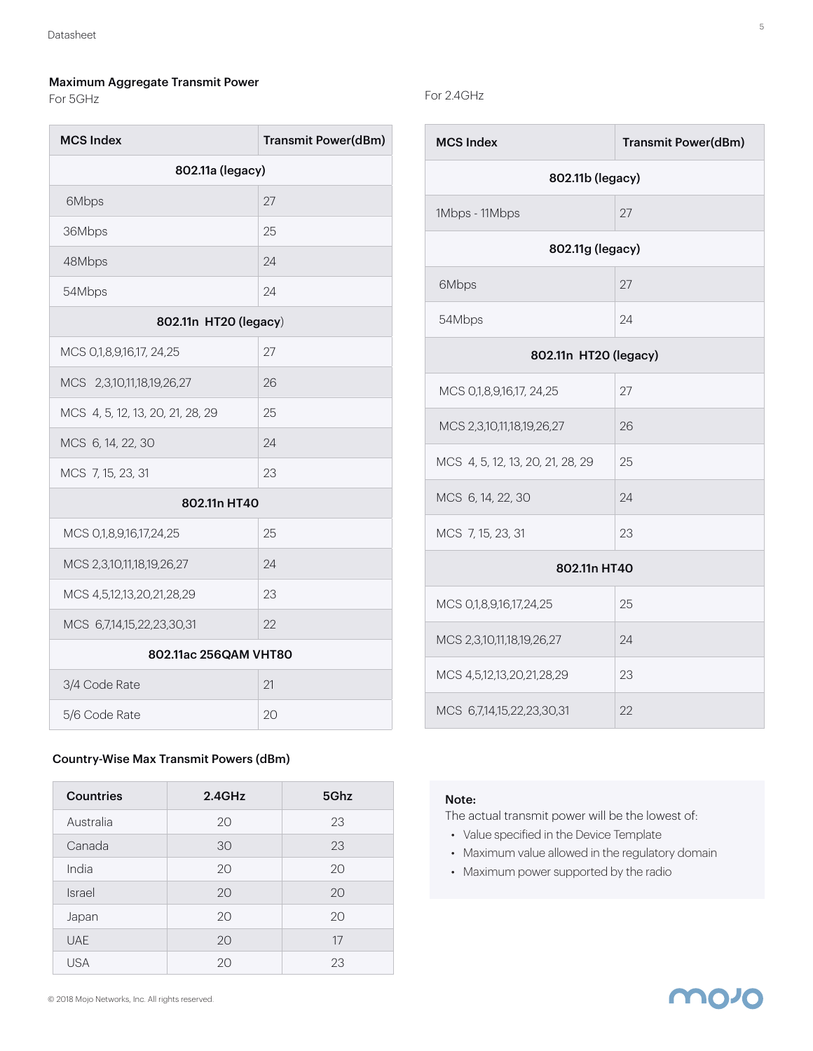### Maximum Aggregate Transmit Power

For 5GHz

| MCS Index | Transmit Power(dBm) |
|---|---|
| **802.11a (legacy)** | |
| 6Mbps | 27 |
| 36Mbps | 25 |
| 48Mbps | 24 |
| 54Mbps | 24 |
| **802.11n HT20 (legacy)** | |
| MCS 0,1,8,9,16,17, 24,25 | 27 |
| MCS 2,3,10,11,18,19,26,27 | 26 |
| MCS 4, 5, 12, 13, 20, 21, 28, 29 | 25 |
| MCS 6, 14, 22, 30 | 24 |
| MCS 7, 15, 23, 31 | 23 |
| **802.11n HT40** | |
| MCS 0,1,8,9,16,17,24,25 | 25 |
| MCS 2,3,10,11,18,19,26,27 | 24 |
| MCS 4,5,12,13,20,21,28,29 | 23 |
| MCS 6,7,14,15,22,23,30,31 | 22 |
| **802.11ac 256QAM VHT80** | |
| 3/4 Code Rate | 21 |
| 5/6 Code Rate | 20 |

For 2.4GHz

| MCS Index | Transmit Power(dBm) |
|---|---|
| **802.11b (legacy)** | |
| 1Mbps - 11Mbps | 27 |
| **802.11g (legacy)** | |
| 6Mbps | 27 |
| 54Mbps | 24 |
| **802.11n HT20 (legacy)** | |
| MCS 0,1,8,9,16,17, 24,25 | 27 |
| MCS 2,3,10,11,18,19,26,27 | 26 |
| MCS 4, 5, 12, 13, 20, 21, 28, 29 | 25 |
| MCS 6, 14, 22, 30 | 24 |
| MCS 7, 15, 23, 31 | 23 |
| **802.11n HT40** | |
| MCS 0,1,8,9,16,17,24,25 | 25 |
| MCS 2,3,10,11,18,19,26,27 | 24 |
| MCS 4,5,12,13,20,21,28,29 | 23 |
| MCS 6,7,14,15,22,23,30,31 | 22 |

### Country-Wise Max Transmit Powers (dBm)

| Countries | 2.4GHz | 5Ghz |
|---|---|---|
| Australia | 20 | 23 |
| Canada | 30 | 23 |
| India | 20 | 20 |
| Israel | 20 | 20 |
| Japan | 20 | 20 |
| UAE | 20 | 17 |
| USA | 20 | 23 |

**Note:**

The actual transmit power will be the lowest of:

- Value specified in the Device Template
- Maximum value allowed in the regulatory domain
- Maximum power supported by the radio

© 2018 Mojo Networks, Inc. All rights reserved.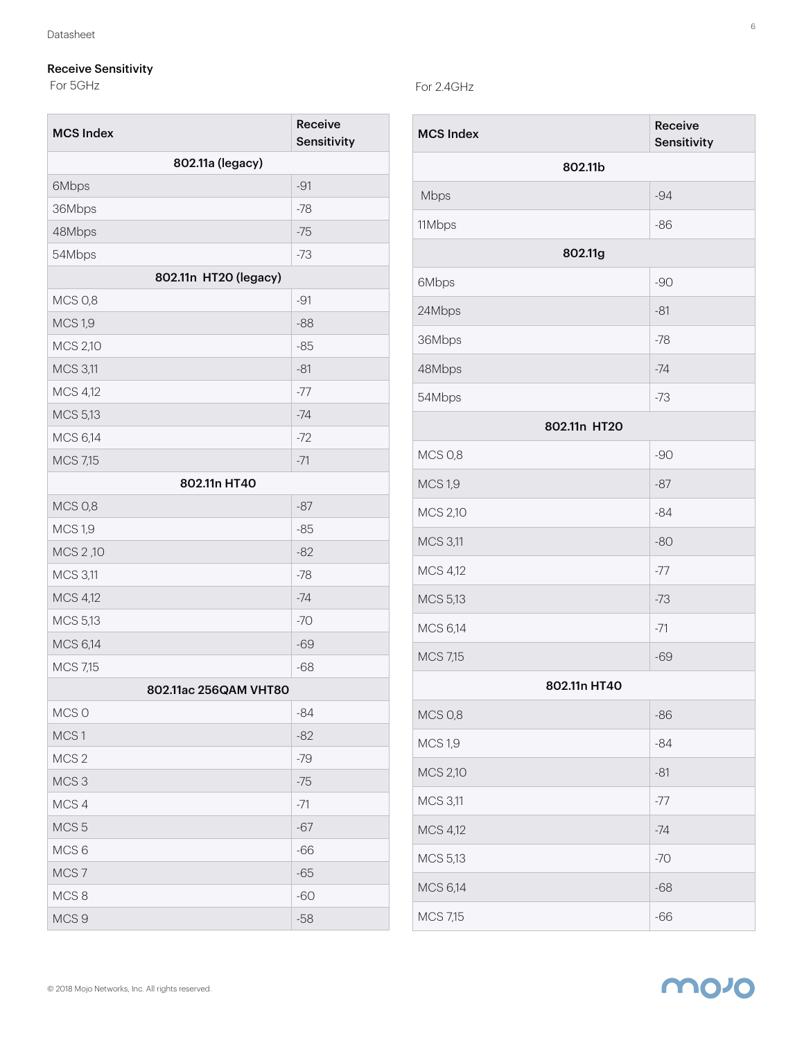### Receive Sensitivity

For 5GHz

| MCS Index | Receive Sensitivity |
|---|---|
| **802.11a (legacy)** | |
| 6Mbps | -91 |
| 36Mbps | -78 |
| 48Mbps | -75 |
| 54Mbps | -73 |
| **802.11n HT20 (legacy)** | |
| MCS 0,8 | -91 |
| MCS 1,9 | -88 |
| MCS 2,10 | -85 |
| MCS 3,11 | -81 |
| MCS 4,12 | -77 |
| MCS 5,13 | -74 |
| MCS 6,14 | -72 |
| MCS 7,15 | -71 |
| **802.11n HT40** | |
| MCS 0,8 | -87 |
| MCS 1,9 | -85 |
| MCS 2 ,10 | -82 |
| MCS 3,11 | -78 |
| MCS 4,12 | -74 |
| MCS 5,13 | -70 |
| MCS 6,14 | -69 |
| MCS 7,15 | -68 |
| **802.11ac 256QAM VHT80** | |
| MCS 0 | -84 |
| MCS 1 | -82 |
| MCS 2 | -79 |
| MCS 3 | -75 |
| MCS 4 | -71 |
| MCS 5 | -67 |
| MCS 6 | -66 |
| MCS 7 | -65 |
| MCS 8 | -60 |
| MCS 9 | -58 |

For 2.4GHz

| MCS Index | Receive Sensitivity |
|---|---|
| **802.11b** | |
| Mbps | -94 |
| 11Mbps | -86 |
| **802.11g** | |
| 6Mbps | -90 |
| 24Mbps | -81 |
| 36Mbps | -78 |
| 48Mbps | -74 |
| 54Mbps | -73 |
| **802.11n HT20** | |
| MCS 0,8 | -90 |
| MCS 1,9 | -87 |
| MCS 2,10 | -84 |
| MCS 3,11 | -80 |
| MCS 4,12 | -77 |
| MCS 5,13 | -73 |
| MCS 6,14 | -71 |
| MCS 7,15 | -69 |
| **802.11n HT40** | |
| MCS 0,8 | -86 |
| MCS 1,9 | -84 |
| MCS 2,10 | -81 |
| MCS 3,11 | -77 |
| MCS 4,12 | -74 |
| MCS 5,13 | -70 |
| MCS 6,14 | -68 |
| MCS 7,15 | -66 |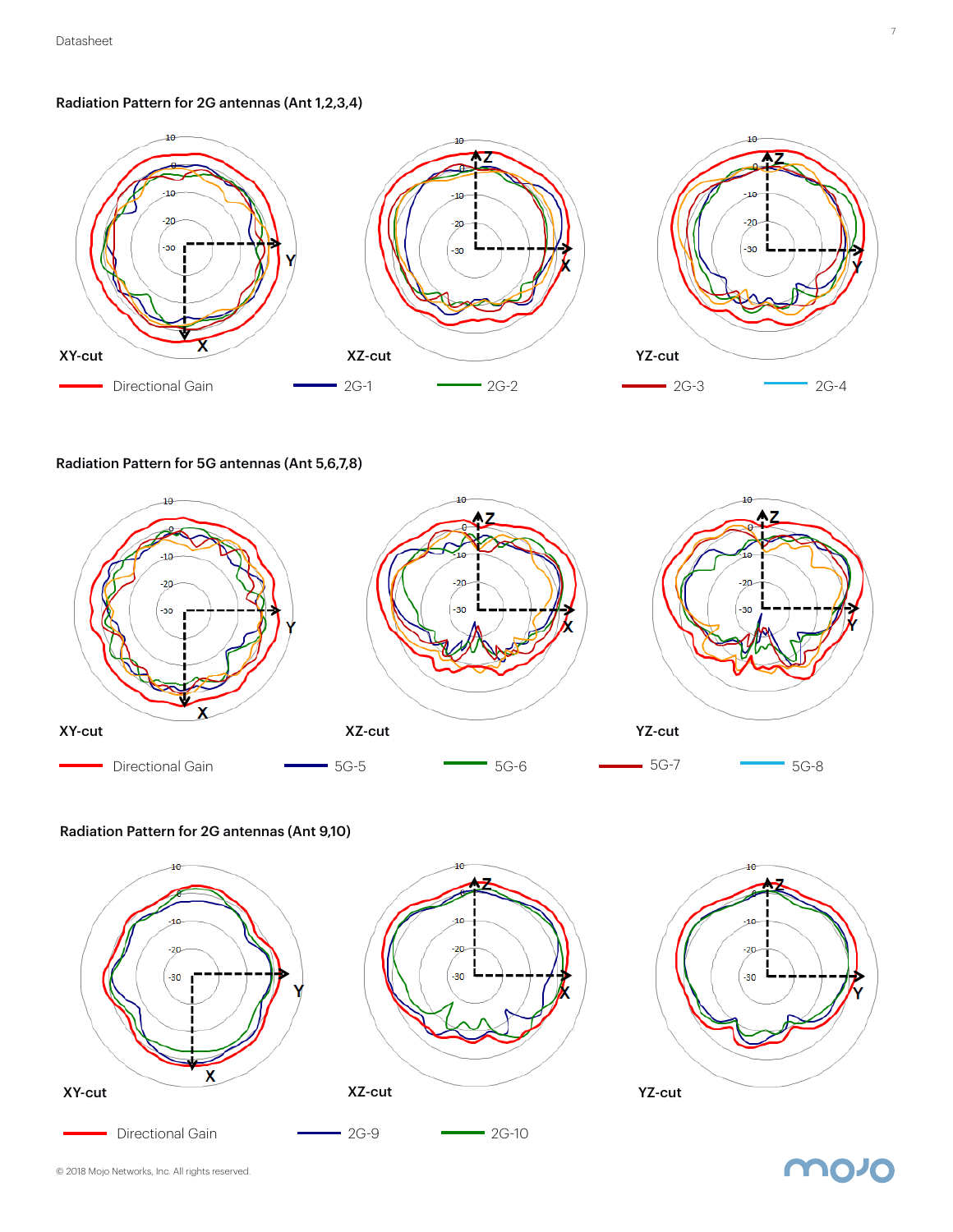### Radiation Pattern for 2G antennas (Ant 1,2,3,4)

XY-cut

XZ-cut

YZ-cut

Directional Gain — 2G-1 — 2G-2 — 2G-3 — 2G-4

### Radiation Pattern for 5G antennas (Ant 5,6,7,8)

XY-cut

XZ-cut

YZ-cut

Directional Gain — 5G-5 — 5G-6 — 5G-7 — 5G-8

### Radiation Pattern for 2G antennas (Ant 9,10)

XY-cut

XZ-cut

YZ-cut

Directional Gain — 2G-9 — 2G-10

© 2018 Mojo Networks, Inc. All rights reserved.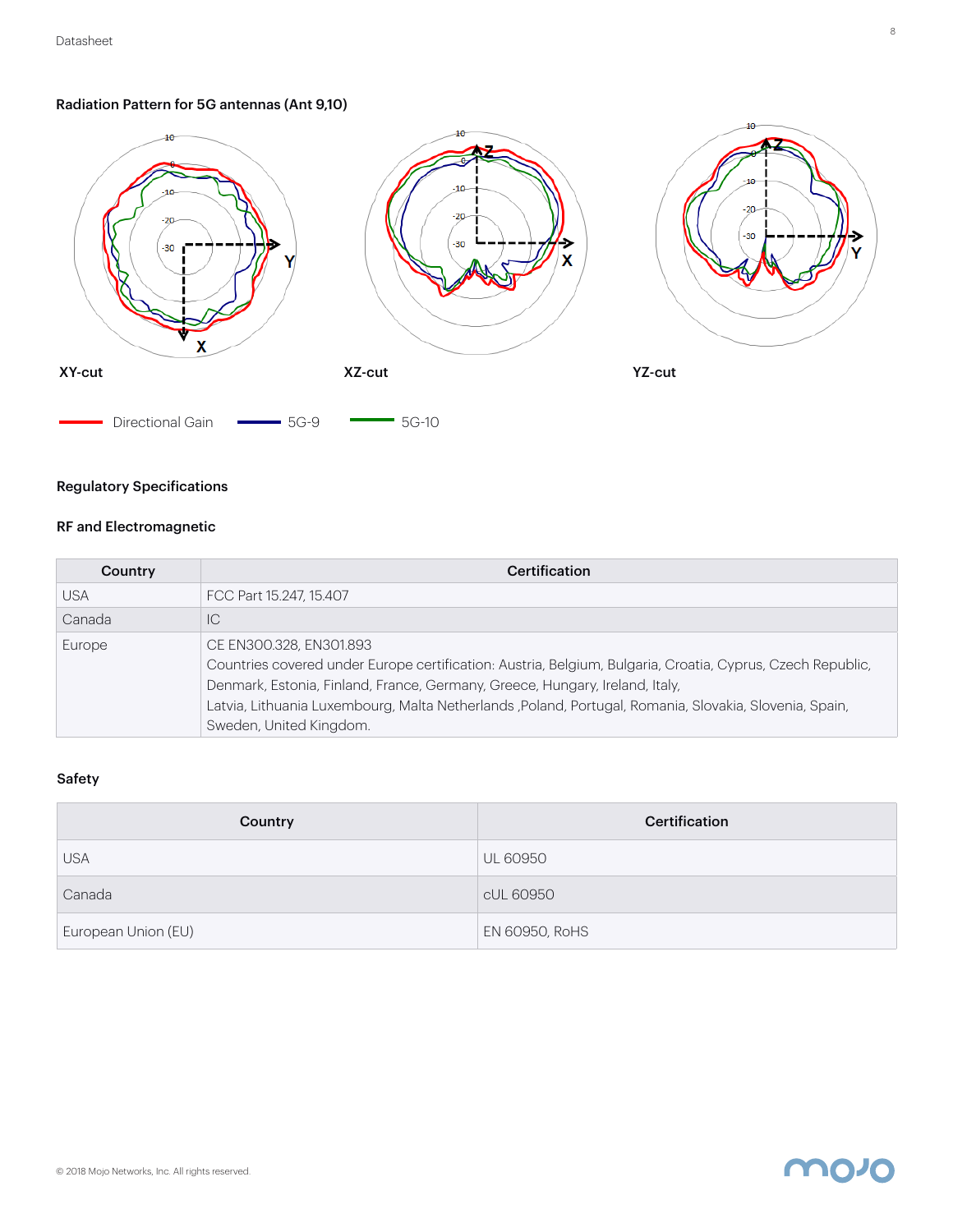### Radiation Pattern for 5G antennas (Ant 9,10)

XY-cut

XZ-cut

YZ-cut

Directional Gain    5G-9    5G-10

### Regulatory Specifications

#### RF and Electromagnetic

| Country | Certification |
|---|---|
| USA | FCC Part 15.247, 15.407 |
| Canada | IC |
| Europe | CE EN300.328, EN301.893<br>Countries covered under Europe certification: Austria, Belgium, Bulgaria, Croatia, Cyprus, Czech Republic, Denmark, Estonia, Finland, France, Germany, Greece, Hungary, Ireland, Italy,<br>Latvia, Lithuania Luxembourg, Malta Netherlands ,Poland, Portugal, Romania, Slovakia, Slovenia, Spain, Sweden, United Kingdom. |

#### Safety

| Country | Certification |
|---|---|
| USA | UL 60950 |
| Canada | cUL 60950 |
| European Union (EU) | EN 60950, RoHS |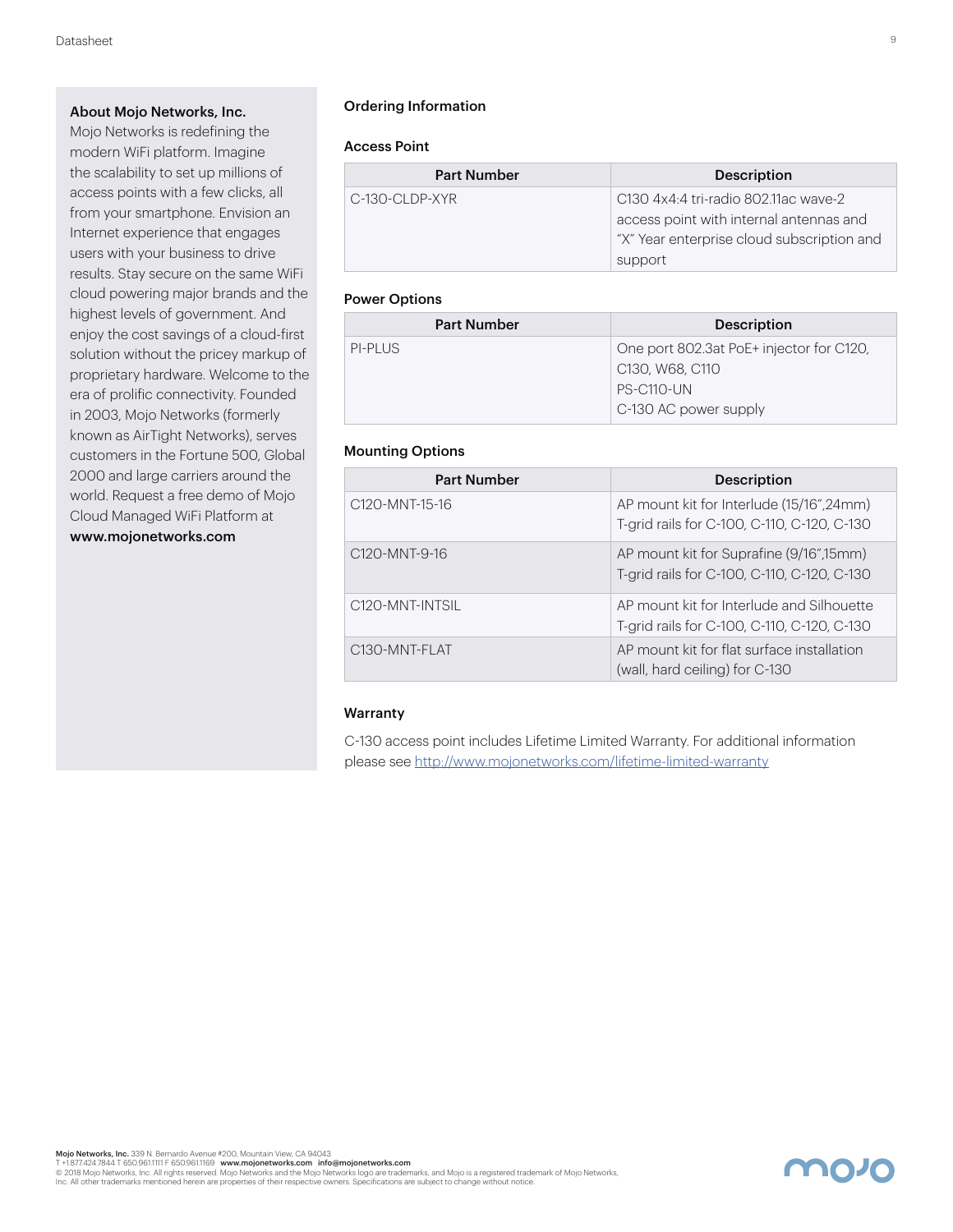### About Mojo Networks, Inc.

Mojo Networks is redefining the modern WiFi platform. Imagine the scalability to set up millions of access points with a few clicks, all from your smartphone. Envision an Internet experience that engages users with your business to drive results. Stay secure on the same WiFi cloud powering major brands and the highest levels of government. And enjoy the cost savings of a cloud-first solution without the pricey markup of proprietary hardware. Welcome to the era of prolific connectivity. Founded in 2003, Mojo Networks (formerly known as AirTight Networks), serves customers in the Fortune 500, Global 2000 and large carriers around the world. Request a free demo of Mojo Cloud Managed WiFi Platform at **www.mojonetworks.com**

## Ordering Information

### Access Point

| Part Number | Description |
|---|---|
| C-130-CLDP-XYR | C130 4x4:4 tri-radio 802.11ac wave-2 access point with internal antennas and "X" Year enterprise cloud subscription and support |

### Power Options

| Part Number | Description |
|---|---|
| PI-PLUS | One port 802.3at PoE+ injector for C120, C130, W68, C110<br>PS-C110-UN<br>C-130 AC power supply |

### Mounting Options

| Part Number | Description |
|---|---|
| C120-MNT-15-16 | AP mount kit for Interlude (15/16",24mm) T-grid rails for C-100, C-110, C-120, C-130 |
| C120-MNT-9-16 | AP mount kit for Suprafine (9/16",15mm) T-grid rails for C-100, C-110, C-120, C-130 |
| C120-MNT-INTSIL | AP mount kit for Interlude and Silhouette T-grid rails for C-100, C-110, C-120, C-130 |
| C130-MNT-FLAT | AP mount kit for flat surface installation (wall, hard ceiling) for C-130 |

### Warranty

C-130 access point includes Lifetime Limited Warranty. For additional information please see http://www.mojonetworks.com/lifetime-limited-warranty

**Mojo Networks, Inc.** 339 N. Bernardo Avenue #200, Mountain View, CA 94043
T +1.877.424.7844 T 650.961.1111 F 650.961.1169 **www.mojonetworks.com** **info@mojonetworks.com**
© 2018 Mojo Networks, Inc. All rights reserved. Mojo Networks and the Mojo Networks logo are trademarks, and Mojo is a registered trademark of Mojo Networks, Inc. All other trademarks mentioned herein are properties of their respective owners. Specifications are subject to change without notice.